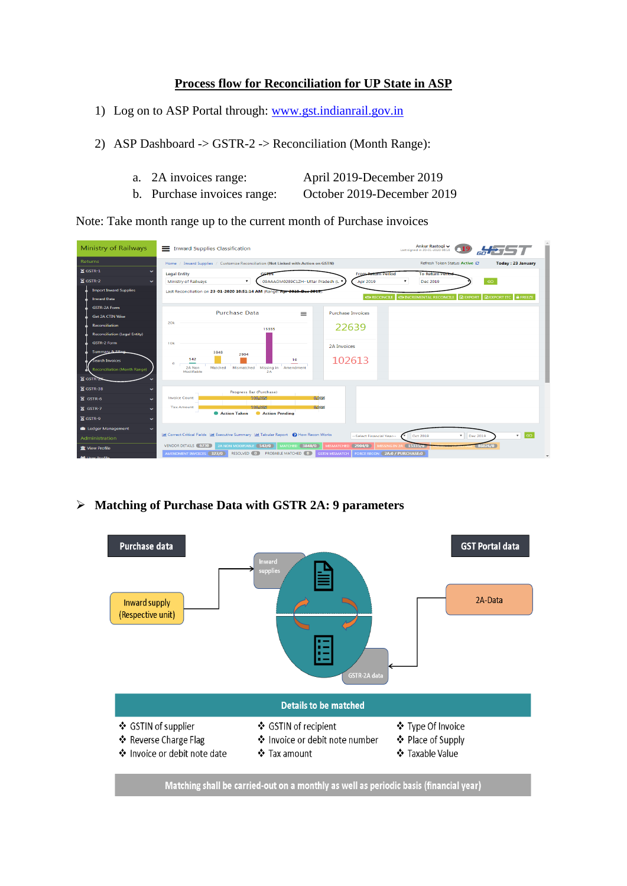# Process flow for Reconciliation for UP State in ASP

1) Log on to ASP Portal through: www.gst.indianrail.gov.in

2) ASP Dashboard -> GSTR-2 -> Reconciliation (Month Range):

   a. 2A invoices range: April 2019-December 2019
   b. Purchase invoices range: October 2019-December 2019

Note: Take month range up to the current month of Purchase invoices

➢ **Matching of Purchase Data with GSTR 2A: 9 parameters**

Purchase data

GST Portal data

Inward supply (Respective unit)

Inward supplies

2A-Data

GSTR-2A data

**Details to be matched**

- GSTIN of supplier
- Reverse Charge Flag
- Invoice or debit note date
- GSTIN of recipient
- Invoice or debit note number
- Tax amount
- Type Of Invoice
- Place of Supply
- Taxable Value

**Matching shall be carried-out on a monthly as well as periodic basis (financial year)**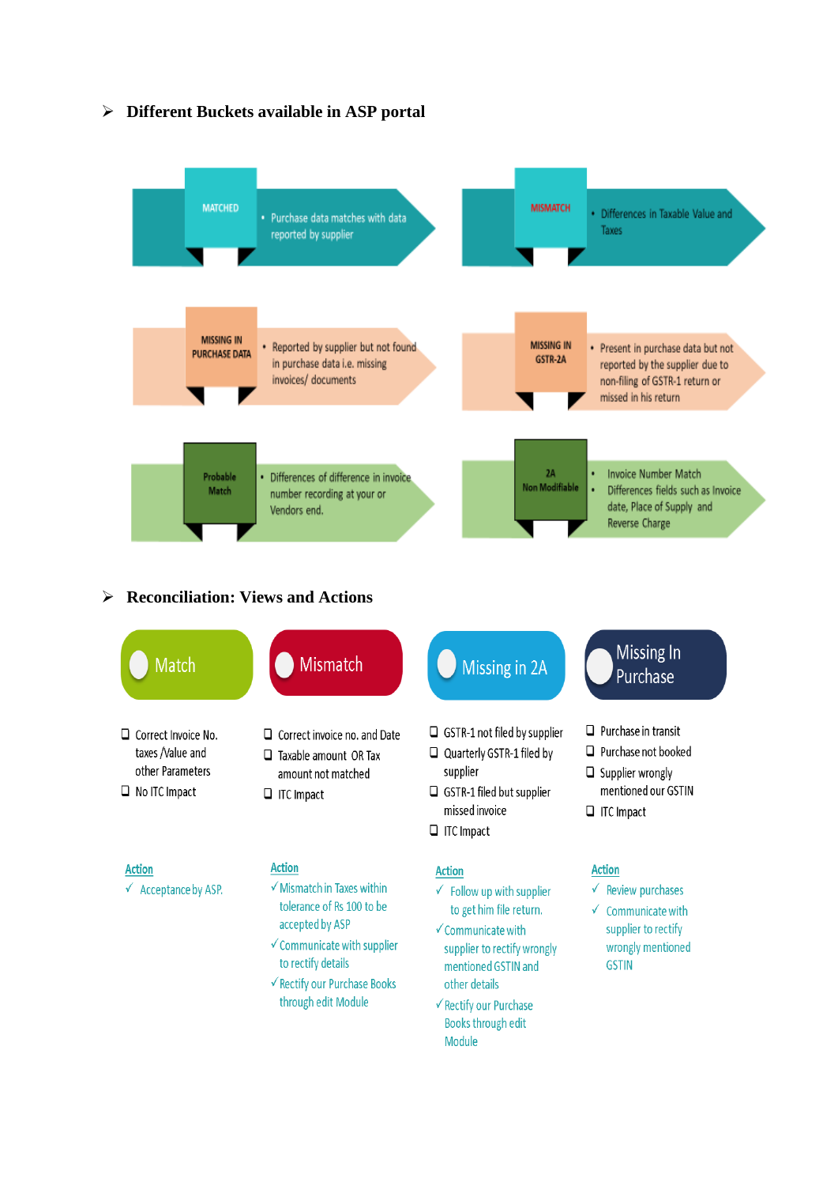## ➢ Different Buckets available in ASP portal

**MATCHED**
- Purchase data matches with data reported by supplier

**MISMATCH**
- Differences in Taxable Value and Taxes

**MISSING IN PURCHASE DATA**
- Reported by supplier but not found in purchase data i.e. missing invoices/ documents

**MISSING IN GSTR-2A**
- Present in purchase data but not reported by the supplier due to non-filing of GSTR-1 return or missed in his return

**Probable Match**
- Differences of difference in invoice number recording at your or Vendors end.

**2A Non Modifiable**
- Invoice Number Match
- Differences fields such as Invoice date, Place of Supply and Reverse Charge

## ➢ Reconciliation: Views and Actions

### Match

- ❑ Correct Invoice No. taxes /Value and other Parameters
- ❑ No ITC Impact

**Action**

- ✓ Acceptance by ASP.

### Mismatch

- ❑ Correct invoice no. and Date
- ❑ Taxable amount OR Tax amount not matched
- ❑ ITC Impact

**Action**

- ✓ Mismatch in Taxes within tolerance of Rs 100 to be accepted by ASP
- ✓ Communicate with supplier to rectify details
- ✓ Rectify our Purchase Books through edit Module

### Missing in 2A

- ❑ GSTR-1 not filed by supplier
- ❑ Quarterly GSTR-1 filed by supplier
- ❑ GSTR-1 filed but supplier missed invoice
- ❑ ITC Impact

**Action**

- ✓ Follow up with supplier to get him file return.
- ✓ Communicate with supplier to rectify wrongly mentioned GSTIN and other details
- ✓ Rectify our Purchase Books through edit Module

### Missing In Purchase

- ❑ Purchase in transit
- ❑ Purchase not booked
- ❑ Supplier wrongly mentioned our GSTIN
- ❑ ITC Impact

**Action**

- ✓ Review purchases
- ✓ Communicate with supplier to rectify wrongly mentioned GSTIN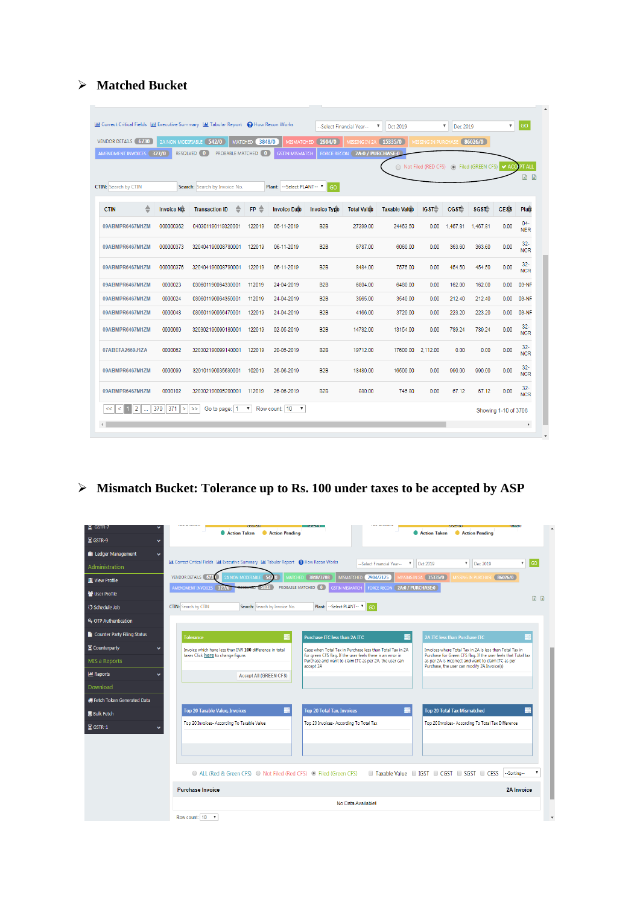- **Matched Bucket**

Correct Critical Fields | Executive Summary | Tabular Report | How Recon Works

--Select Financial Year-- | Oct 2019 | Dec 2019 | GO

VENDOR DETAILS 6730 | 2A NON MODIFIABLE 542/0 | MATCHED 3848/0 | MISMATCHED 2904/0 | MISSING IN 2A 15335/0 | MISSING IN PURCHASE 86026/0

AMENDMENT INVOICES 327/0 | RESOLVED 0 | PROBABLE MATCHED 0 | GSTIN MISMATCH | FORCE RECON 2A:0 / PURCHASE:0

Not Filed (RED CFS) | Filed (GREEN CFS) | ACCEPT ALL

CTIN: Search by CTIN | Search: Search by Invoice No. | Plant: --Select PLANT-- | GO

| CTIN | Invoice No. | Transaction ID | FP | Invoice Date | Invoice Type | Total Value | Taxable Value | IGST | CGST | SGST | CESS | Plant |
|---|---|---|---|---|---|---|---|---|---|---|---|---|
| 09ABMPR6467M1ZM | 000000362 | 040301190119320001 | 122019 | 06-11-2019 | B2B | 27399.00 | 24463.50 | 0.00 | 1,467.81 | 1,467.81 | 0.00 | 04-NER |
| 09ABMPR6467M1ZM | 000000373 | 320404190008780001 | 122019 | 06-11-2019 | B2B | 6787.00 | 6060.00 | 0.00 | 363.60 | 363.60 | 0.00 | 32-NCR |
| 09ABMPR6467M1ZM | 000000376 | 320404190008790001 | 122019 | 06-11-2019 | B2B | 8484.00 | 7575.00 | 0.00 | 454.50 | 454.50 | 0.00 | 32-NCR |
| 09ABMPR6467M1ZM | 0000023 | 030601190064330001 | 112019 | 24-04-2019 | B2B | 6804.00 | 6480.00 | 0.00 | 162.00 | 162.00 | 0.00 | 03-NF |
| 09ABMPR6467M1ZM | 0000024 | 030601190064350001 | 112019 | 24-04-2019 | B2B | 3965.00 | 3540.00 | 0.00 | 212.40 | 212.40 | 0.00 | 03-NF |
| 09ABMPR6467M1ZM | 0000048 | 030601190066470001 | 122019 | 24-04-2019 | B2B | 4166.00 | 3720.00 | 0.00 | 223.20 | 223.20 | 0.00 | 03-NF |
| 09ABMPR6467M1ZM | 0000060 | 320302190099180001 | 122019 | 02-05-2019 | B2B | 14732.00 | 13154.00 | 0.00 | 789.24 | 789.24 | 0.00 | 32-NCR |
| 07ABEFA2669J1ZA | 0000062 | 320302190099140001 | 122019 | 20-05-2019 | B2B | 19712.00 | 17600.00 | 2,112.00 | 0.00 | 0.00 | 0.00 | 32-NCR |
| 09ABMPR6467M1ZM | 0000099 | 320101190035630001 | 102019 | 26-06-2019 | B2B | 18480.00 | 16500.00 | 0.00 | 990.00 | 990.00 | 0.00 | 32-NCR |
| 09ABMPR6467M1ZM | 0000102 | 320302190095200001 | 112019 | 26-06-2019 | B2B | 880.00 | 745.60 | 0.00 | 67.12 | 67.12 | 0.00 | 32-NCR |

<< < 1 2 ... 370 371 > >> Go to page: 1 Row count: 10 — Showing 1-10 of 3708

- **Mismatch Bucket: Tolerance up to Rs. 100 under taxes to be accepted by ASP**

Action Taken | Action Pending

Correct Critical Fields | Executive Summary | Tabular Report | How Recon Works

--Select Financial Year-- | Oct 2019 | Dec 2019 | GO

VENDOR DETAILS 6730 | 2A NON MODIFIABLE 542/0 | MATCHED 3848/3708 | MISMATCHED 2904/2125 | MISSING IN 2A 15335/0 | MISSING IN PURCHASE 86026/0

AMENDMENT INVOICES 327/0 | RESOLVED 5832 | PROBABLE MATCHED 0 | GSTIN MISMATCH | FORCE RECON 2A:0 / PURCHASE:0

CTIN: Search by CTIN | Search: Search by Invoice No. | Plant: --Select PLANT-- | GO

**Tolerance**
Invoice which have less than INR **100** difference in total taxes Click **here** to change figure.
Accept All (GREEN CFS)

**Purchase ITC less than 2A ITC**
Case when Total Tax in Purchase less than Total Tax in 2A for green CFS flag. If the user feels there is an error in Purchase and want to claim ITC as per 2A, the user can accept 2A

**2A ITC less than Purchase ITC**
Invoices where Total Tax in 2A is less than Total Tax in Purchase for Green CFS flag. If the user feels that Total tax as per 2A is incorrect and want to claim ITC as per Purchase, the user can modify 2A Invoice(s)

**Top 20 Taxable Value, Invoices**
Top 20 Invoices- According To Taxable Value

**Top 20 Total Tax, Invoices**
Top 20 Invoices- According To Total Tax

**Top 20 Total Tax Mismatched**
Top 20 Invoices- According To Total Tax Difference

ALL (Red & Green CFS) | Not Filed (Red CFS) | Filed (Green CFS) | Taxable Value | IGST | CGST | SGST | CESS | --Sorting--

| Purchase Invoice | 2A Invoice |
|---|---|
| No Data Available! | |

Row count: 10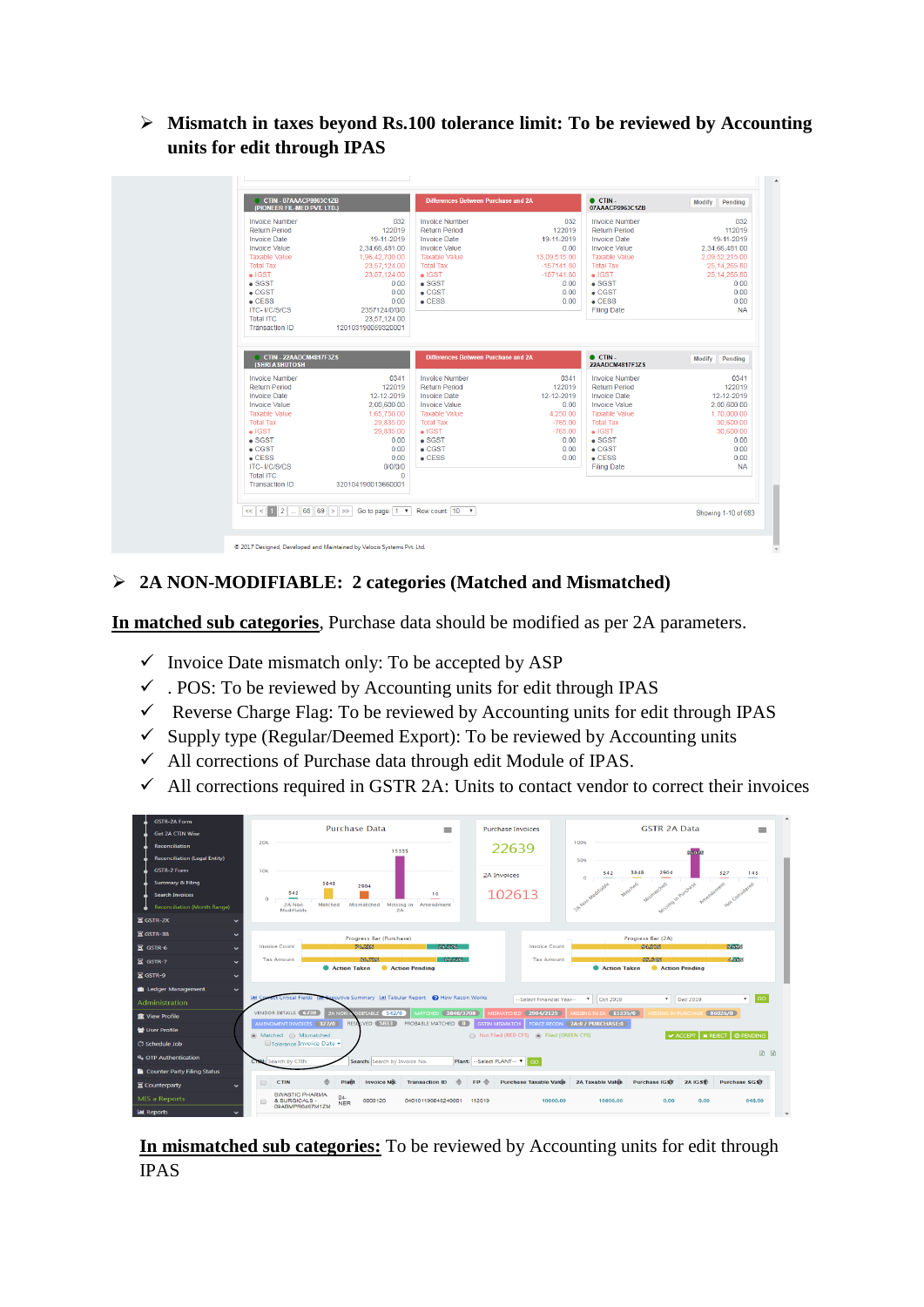- **Mismatch in taxes beyond Rs.100 tolerance limit: To be reviewed by Accounting units for edit through IPAS**

- **2A NON-MODIFIABLE: 2 categories (Matched and Mismatched)**

**<u>In matched sub categories</u>**, Purchase data should be modified as per 2A parameters.

- ✓ Invoice Date mismatch only: To be accepted by ASP
- ✓ . POS: To be reviewed by Accounting units for edit through IPAS
- ✓ Reverse Charge Flag: To be reviewed by Accounting units for edit through IPAS
- ✓ Supply type (Regular/Deemed Export): To be reviewed by Accounting units
- ✓ All corrections of Purchase data through edit Module of IPAS.
- ✓ All corrections required in GSTR 2A: Units to contact vendor to correct their invoices

**<u>In mismatched sub categories:</u>** To be reviewed by Accounting units for edit through IPAS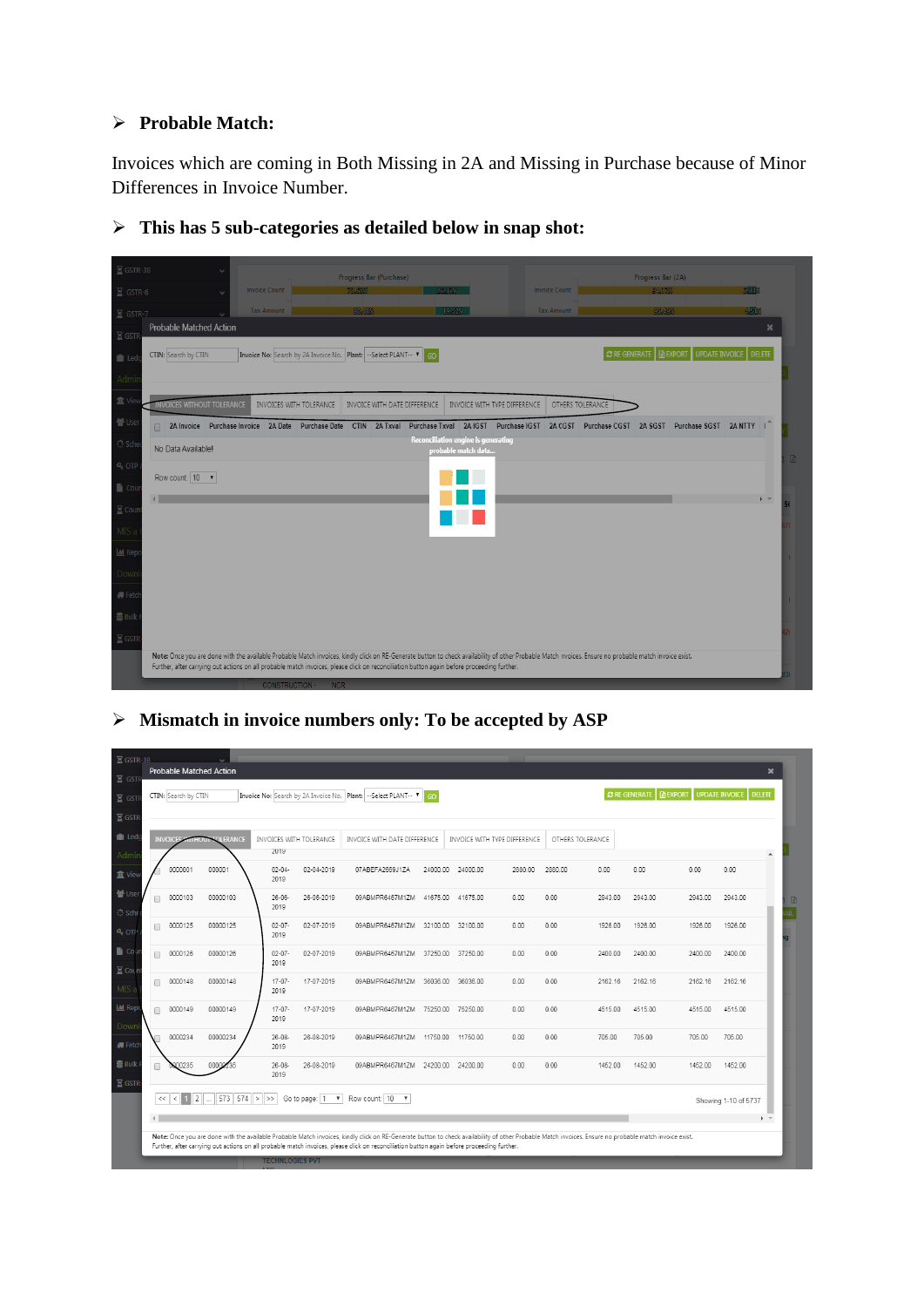➢ **Probable Match:**

Invoices which are coming in Both Missing in 2A and Missing in Purchase because of Minor Differences in Invoice Number.

➢ **This has 5 sub-categories as detailed below in snap shot:**

➢ **Mismatch in invoice numbers only: To be accepted by ASP**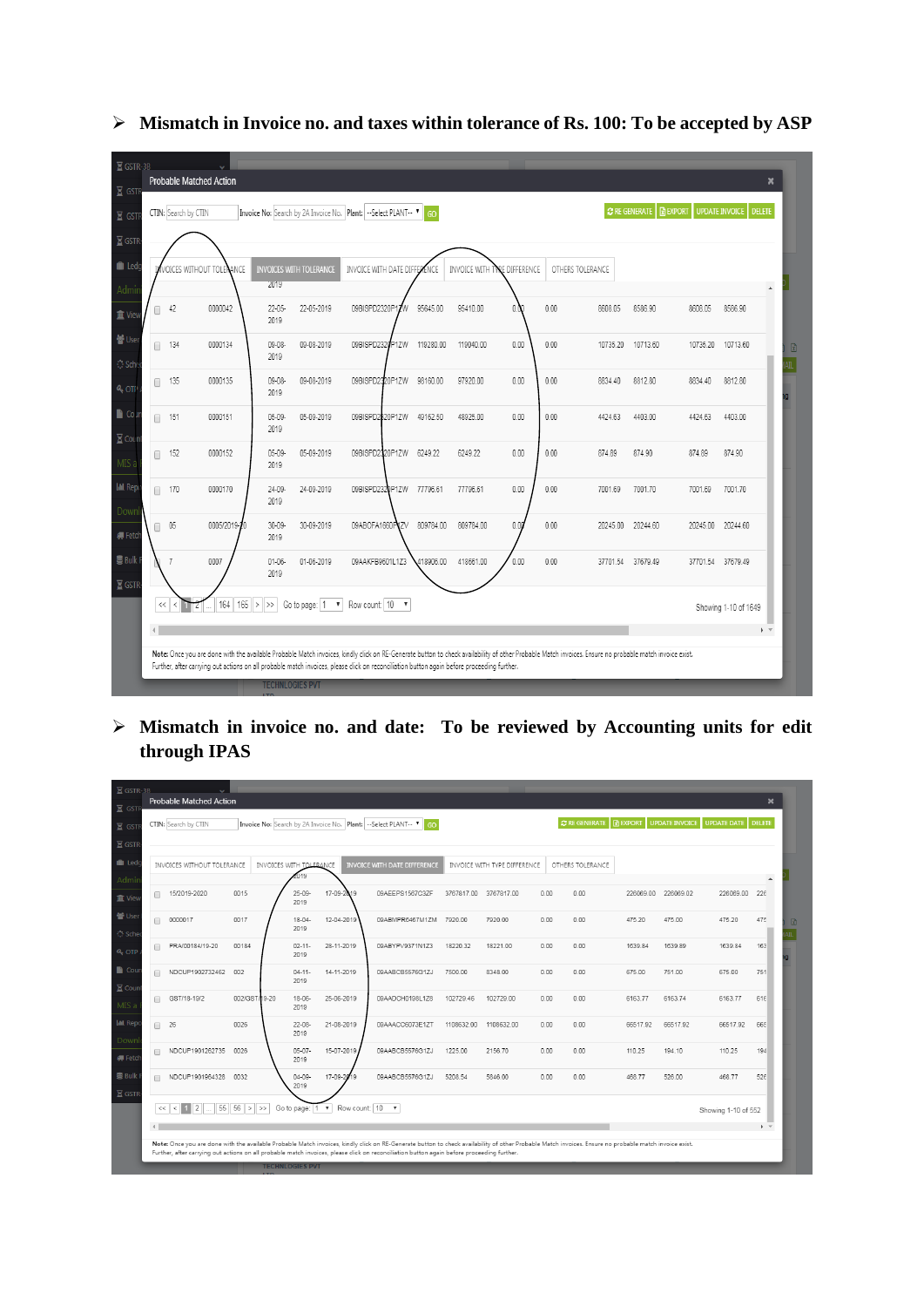- **Mismatch in Invoice no. and taxes within tolerance of Rs. 100: To be accepted by ASP**

Probable Matched Action

CTIN: Search by CTIN | Invoice No: Search by 2A Invoice No. | Plant: --Select PLANT-- | GO

RE GENERATE | EXPORT | UPDATE INVOICE | DELETE

INVOICES WITHOUT TOLERANCE | INVOICES WITH TOLERANCE | INVOICE WITH DATE DIFFERENCE | INVOICE WITH TYPE DIFFERENCE | OTHERS TOLERANCE

| | | | | | | | | | | | | | |
|---|---|---|---|---|---|---|---|---|---|---|---|---|---|
| 42 | 0000042 | 22-05-2019 | 22-05-2019 | 09BISPD2320P1ZW | 95645.00 | 95410.00 | 0.00 | 0.00 | 8608.05 | 8586.90 | 8608.05 | 8586.90 |
| 134 | 0000134 | 09-08-2019 | 09-08-2019 | 09BISPD2320P1ZW | 119280.00 | 119040.00 | 0.00 | 0.00 | 10735.20 | 10713.60 | 10735.20 | 10713.60 |
| 135 | 0000135 | 09-08-2019 | 09-08-2019 | 09BISPD2320P1ZW | 98160.00 | 97920.00 | 0.00 | 0.00 | 8834.40 | 8812.80 | 8834.40 | 8812.80 |
| 151 | 0000151 | 05-09-2019 | 05-09-2019 | 09BISPD2320P1ZW | 49162.50 | 48925.00 | 0.00 | 0.00 | 4424.63 | 4403.00 | 4424.63 | 4403.00 |
| 152 | 0000152 | 05-09-2019 | 05-09-2019 | 09BISPD2320P1ZW | 6249.22 | 6249.22 | 0.00 | 0.00 | 874.89 | 874.90 | 874.89 | 874.90 |
| 170 | 0000170 | 24-09-2019 | 24-09-2019 | 09BISPD2320P1ZW | 77796.61 | 77796.61 | 0.00 | 0.00 | 7001.69 | 7001.70 | 7001.69 | 7001.70 |
| 05 | 0005/2019-20 | 30-09-2019 | 30-09-2019 | 09ABOFA1660P1ZV | 809784.00 | 809784.00 | 0.00 | 0.00 | 20245.00 | 20244.60 | 20245.00 | 20244.60 |
| 7 | 0007 | 01-06-2019 | 01-06-2019 | 09AAKFB9601L1Z3 | 418906.00 | 418661.00 | 0.00 | 0.00 | 37701.54 | 37679.49 | 37701.54 | 37679.49 |

Go to page: 1 | Row count: 10 | Showing 1-10 of 1649

**Note:** Once you are done with the available Probable Match invoices, kindly click on RE-Generate button to check availability of other Probable Match invoices. Ensure no probable match invoice exist. Further, after carrying out actions on all probable match invoices, please click on reconciliation button again before proceeding further.

- **Mismatch in invoice no. and date: To be reviewed by Accounting units for edit through IPAS**

Probable Matched Action

CTIN: Search by CTIN | Invoice No: Search by 2A Invoice No. | Plant: --Select PLANT-- | GO

RE GENERATE | EXPORT | UPDATE INVOICE | UPDATE DATE | DELETE

INVOICES WITHOUT TOLERANCE | INVOICES WITH TOLERANCE | INVOICE WITH DATE DIFFERENCE | INVOICE WITH TYPE DIFFERENCE | OTHERS TOLERANCE

| | | | | | | | | | | | | |
|---|---|---|---|---|---|---|---|---|---|---|---|---|
| 15/2019-2020 | 0015 | 25-09-2019 | 17-09-2019 | 09AEEPS1567C3ZF | 3767817.00 | 3767817.00 | 0.00 | 0.00 | 226069.00 | 226069.02 | 226069.00 | 226 |
| 0000017 | 0017 | 18-04-2019 | 12-04-2019 | 09ABMPR6467M1ZM | 7920.00 | 7920.00 | 0.00 | 0.00 | 475.20 | 475.00 | 475.20 | 475 |
| PRA/00184/19-20 | 00184 | 02-11-2019 | 28-11-2019 | 09ABYPV9371N1Z3 | 18220.32 | 18221.00 | 0.00 | 0.00 | 1639.84 | 1639.89 | 1639.84 | 163 |
| NDCUP1902732462 | 002 | 04-11-2019 | 14-11-2019 | 09AABCB5576G1ZJ | 7500.00 | 8348.00 | 0.00 | 0.00 | 675.00 | 751.00 | 675.00 | 751 |
| GST/18-19/2 | 002/GST/19-20 | 18-06-2019 | 25-06-2019 | 09AADCH0108L1Z8 | 102729.46 | 102729.00 | 0.00 | 0.00 | 6163.77 | 6163.74 | 6163.77 | 616 |
| 26 | 0026 | 22-08-2019 | 21-08-2019 | 09AAACO5073E1ZT | 1108632.00 | 1108632.00 | 0.00 | 0.00 | 66517.92 | 66517.92 | 66517.92 | 665 |
| NDCUP1901262735 | 0026 | 05-07-2019 | 15-07-2019 | 09AABCB5576G1ZJ | 1225.00 | 2156.70 | 0.00 | 0.00 | 110.25 | 194.10 | 110.25 | 194 |
| NDCUP1901964328 | 0032 | 04-09-2019 | 17-09-2019 | 09AABCB5576G1ZJ | 5208.54 | 5846.00 | 0.00 | 0.00 | 468.77 | 526.00 | 468.77 | 526 |

Go to page: 1 | Row count: 10 | Showing 1-10 of 552

**Note:** Once you are done with the available Probable Match invoices, kindly click on RE-Generate button to check availability of other Probable Match invoices. Ensure no probable match invoice exist. Further, after carrying out actions on all probable match invoices, please click on reconciliation button again before proceeding further.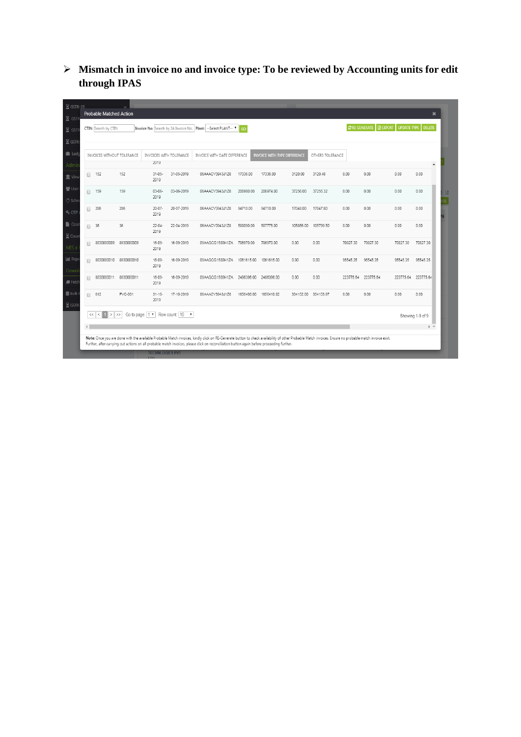- **Mismatch in invoice no and invoice type: To be reviewed by Accounting units for edit through IPAS**

Probable Matched Action

CTIN: Search by CTIN Invoice No: Search by 2A Invoice No. Plant: --Select PLANT-- GO

RE GENERATE | EXPORT | UPDATE TYPE | DELETE

INVOICES WITHOUT TOLERANCE | INVOICES WITH TOLERANCE | INVOICE WITH DATE DIFFERENCE | INVOICE WITH TYPE DIFFERENCE | OTHERS TOLERANCE

| | | | | | | | | | | | | | |
|---|---|---|---|---|---|---|---|---|---|---|---|---|---|
| 152 | 152 | 31-05-2019 | 31-05-2019 | 06AAACV3943J1Z8 | 17336.00 | 17336.00 | 3120.00 | 3120.48 | 0.00 | 0.00 | 0.00 | 0.00 |
| 159 | 159 | 03-06-2019 | 03-06-2019 | 06AAACV3943J1Z8 | 206980.00 | 206974.00 | 37256.00 | 37255.32 | 0.00 | 0.00 | 0.00 | 0.00 |
| 286 | 286 | 20-07-2019 | 20-07-2019 | 06AAACV3943J1Z8 | 94710.00 | 94710.00 | 17048.00 | 17047.80 | 0.00 | 0.00 | 0.00 | 0.00 |
| 36 | 36 | 22-04-2019 | 22-04-2019 | 06AAACV3943J1Z8 | 588090.00 | 587775.00 | 105856.00 | 105799.50 | 0.00 | 0.00 | 0.00 | 0.00 |
| 8930000009 | 8930000009 | 16-09-2019 | 16-09-2019 | 09AAGCG1589H1ZA | 786970.00 | 786970.00 | 0.00 | 0.00 | 70827.30 | 70827.30 | 70827.30 | 70827.30 |
| 8930000010 | 8930000010 | 16-09-2019 | 16-09-2019 | 09AAGCG1589H1ZA | 1061615.00 | 1061615.00 | 0.00 | 0.00 | 95545.35 | 95545.35 | 95545.35 | 95545.35 |
| 8930000011 | 8930000011 | 16-09-2019 | 16-09-2019 | 09AAGCG1589H1ZA | 2486396.00 | 2486396.00 | 0.00 | 0.00 | 223775.64 | 223775.64 | 223775.64 | 223775.64 |
| 012 | PVC-001 | 31-10-2019 | 17-10-2019 | 06AAACV3943J1Z8 | 1850400.00 | 1850410.92 | 334102.00 | 334103.97 | 0.00 | 0.00 | 0.00 | 0.00 |

Go to page 1 Row count 10 Showing 1-9 of 9

Note: Once you are done with the available Probable Match invoices, kindly click on RE-Generate button to check availability of other Probable Match invoices. Ensure no probable match invoice exist. Further, after carrying out actions on all probable match invoices, please click on reconciliation button again before proceeding further.